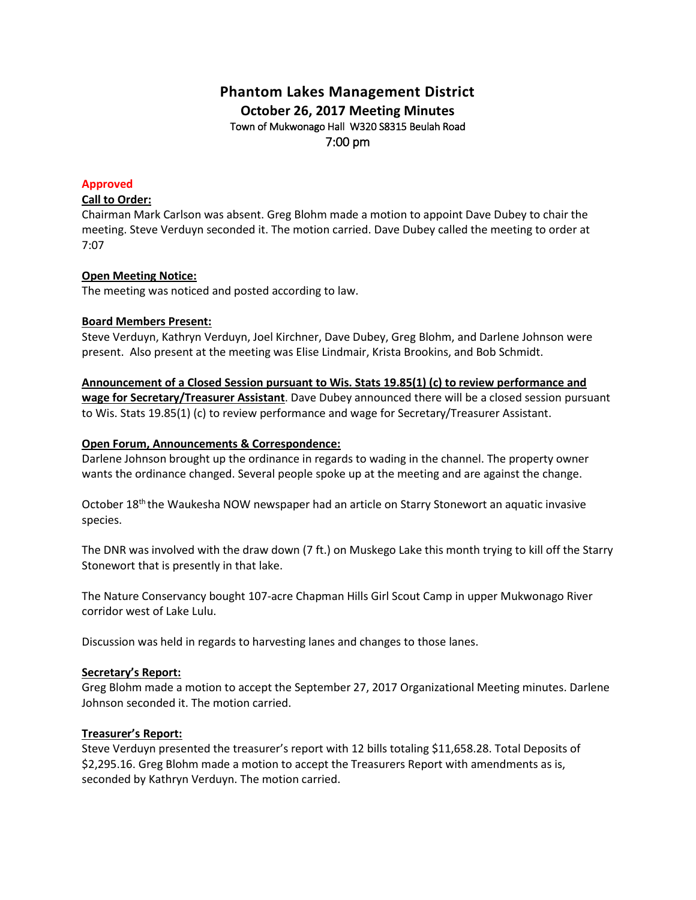# Phantom Lakes Management District

## October 26, 2017 Meeting Minutes

Town of Mukwonago Hall W320 S8315 Beulah Road

7:00 pm

**Approved**

**Call to Order:**

Chairman Mark Carlson was absent. Greg Blohm made a motion to appoint Dave Dubey to chair the meeting. Steve Verduyn seconded it. The motion carried. Dave Dubey called the meeting to order at 7:07

**Open Meeting Notice:**

The meeting was noticed and posted according to law.

**Board Members Present:**

Steve Verduyn, Kathryn Verduyn, Joel Kirchner, Dave Dubey, Greg Blohm, and Darlene Johnson were present. Also present at the meeting was Elise Lindmair, Krista Brookins, and Bob Schmidt.

**Announcement of a Closed Session pursuant to Wis. Stats 19.85(1) (c) to review performance and wage for Secretary/Treasurer Assistant**. Dave Dubey announced there will be a closed session pursuant to Wis. Stats 19.85(1) (c) to review performance and wage for Secretary/Treasurer Assistant.

**Open Forum, Announcements & Correspondence:**

Darlene Johnson brought up the ordinance in regards to wading in the channel. The property owner wants the ordinance changed. Several people spoke up at the meeting and are against the change.

October 18th the Waukesha NOW newspaper had an article on Starry Stonewort an aquatic invasive species.

The DNR was involved with the draw down (7 ft.) on Muskego Lake this month trying to kill off the Starry Stonewort that is presently in that lake.

The Nature Conservancy bought 107-acre Chapman Hills Girl Scout Camp in upper Mukwonago River corridor west of Lake Lulu.

Discussion was held in regards to harvesting lanes and changes to those lanes.

**Secretary's Report:**

Greg Blohm made a motion to accept the September 27, 2017 Organizational Meeting minutes. Darlene Johnson seconded it. The motion carried.

**Treasurer's Report:**

Steve Verduyn presented the treasurer's report with 12 bills totaling $11,658.28. Total Deposits of $2,295.16. Greg Blohm made a motion to accept the Treasurers Report with amendments as is, seconded by Kathryn Verduyn. The motion carried.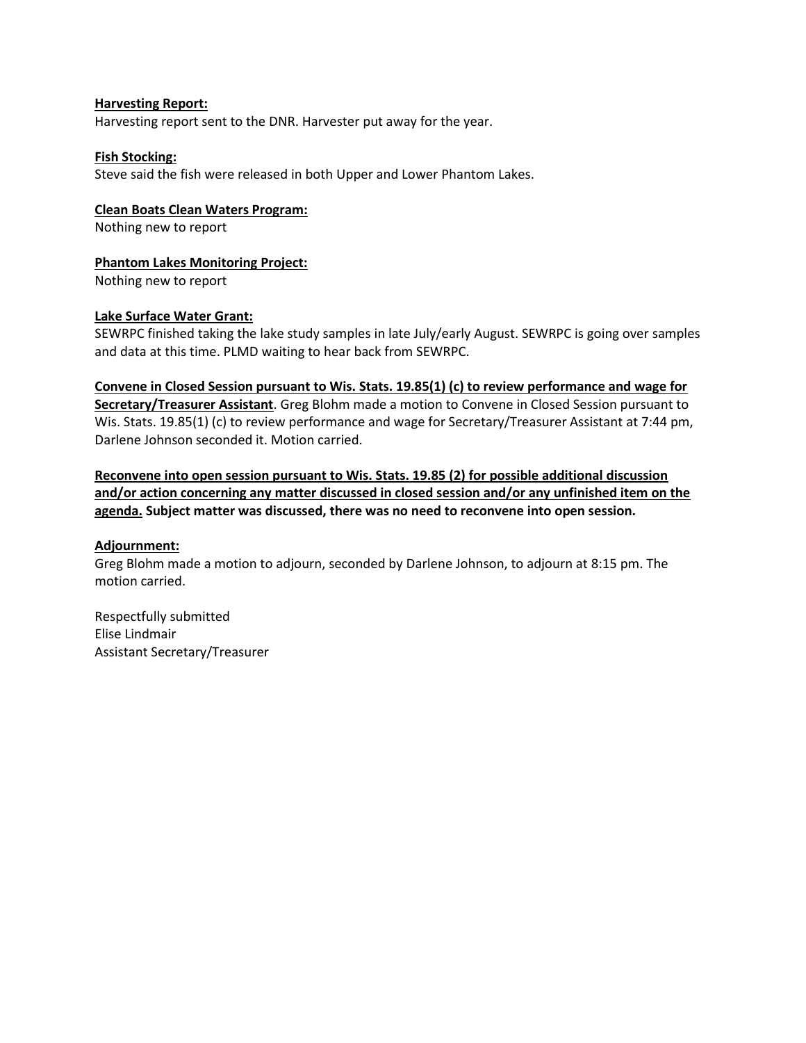**Harvesting Report:**
Harvesting report sent to the DNR. Harvester put away for the year.

**Fish Stocking:**
Steve said the fish were released in both Upper and Lower Phantom Lakes.

**Clean Boats Clean Waters Program:**
Nothing new to report

**Phantom Lakes Monitoring Project:**
Nothing new to report

**Lake Surface Water Grant:**
SEWRPC finished taking the lake study samples in late July/early August. SEWRPC is going over samples and data at this time. PLMD waiting to hear back from SEWRPC.

**Convene in Closed Session pursuant to Wis. Stats. 19.85(1) (c) to review performance and wage for Secretary/Treasurer Assistant**. Greg Blohm made a motion to Convene in Closed Session pursuant to Wis. Stats. 19.85(1) (c) to review performance and wage for Secretary/Treasurer Assistant at 7:44 pm, Darlene Johnson seconded it. Motion carried.

**Reconvene into open session pursuant to Wis. Stats. 19.85 (2) for possible additional discussion and/or action concerning any matter discussed in closed session and/or any unfinished item on the agenda. Subject matter was discussed, there was no need to reconvene into open session.**

**Adjournment:**
Greg Blohm made a motion to adjourn, seconded by Darlene Johnson, to adjourn at 8:15 pm. The motion carried.

Respectfully submitted
Elise Lindmair
Assistant Secretary/Treasurer